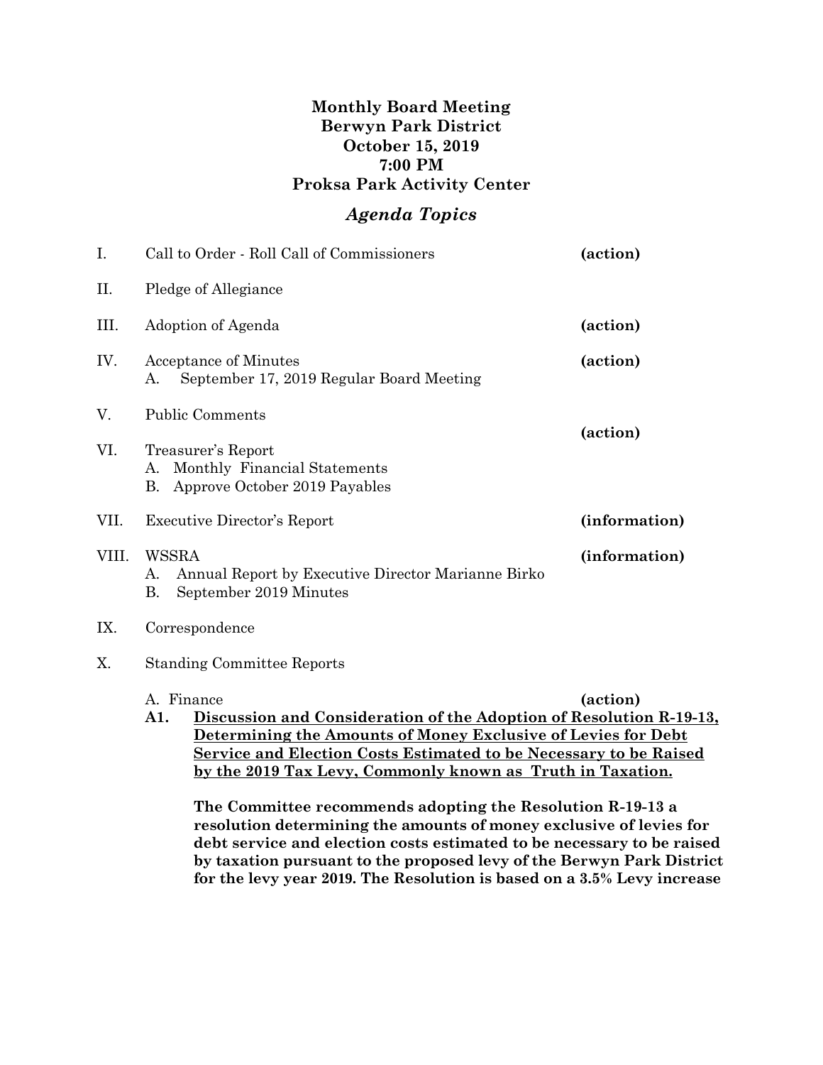**Monthly Board Meeting**
**Berwyn Park District**
**October 15, 2019**
**7:00 PM**
**Proksa Park Activity Center**

## *Agenda Topics*

| | | |
|---|---|---|
| I. | Call to Order - Roll Call of Commissioners | **(action)** |
| II. | Pledge of Allegiance | |
| III. | Adoption of Agenda | **(action)** |
| IV. | Acceptance of Minutes<br>A. September 17, 2019 Regular Board Meeting | **(action)** |
| V. | Public Comments | |
| VI. | Treasurer's Report<br>A. Monthly Financial Statements<br>B. Approve October 2019 Payables | **(action)** |
| VII. | Executive Director's Report | **(information)** |
| VIII. | WSSRA<br>A. Annual Report by Executive Director Marianne Birko<br>B. September 2019 Minutes | **(information)** |
| IX. | Correspondence | |
| X. | Standing Committee Reports | |

A. Finance **(action)**

**A1. <u>Discussion and Consideration of the Adoption of Resolution R-19-13, Determining the Amounts of Money Exclusive of Levies for Debt Service and Election Costs Estimated to be Necessary to be Raised by the 2019 Tax Levy, Commonly known as Truth in Taxation.</u>**

**The Committee recommends adopting the Resolution R-19-13 a resolution determining the amounts of money exclusive of levies for debt service and election costs estimated to be necessary to be raised by taxation pursuant to the proposed levy of the Berwyn Park District for the levy year 2019. The Resolution is based on a 3.5% Levy increase**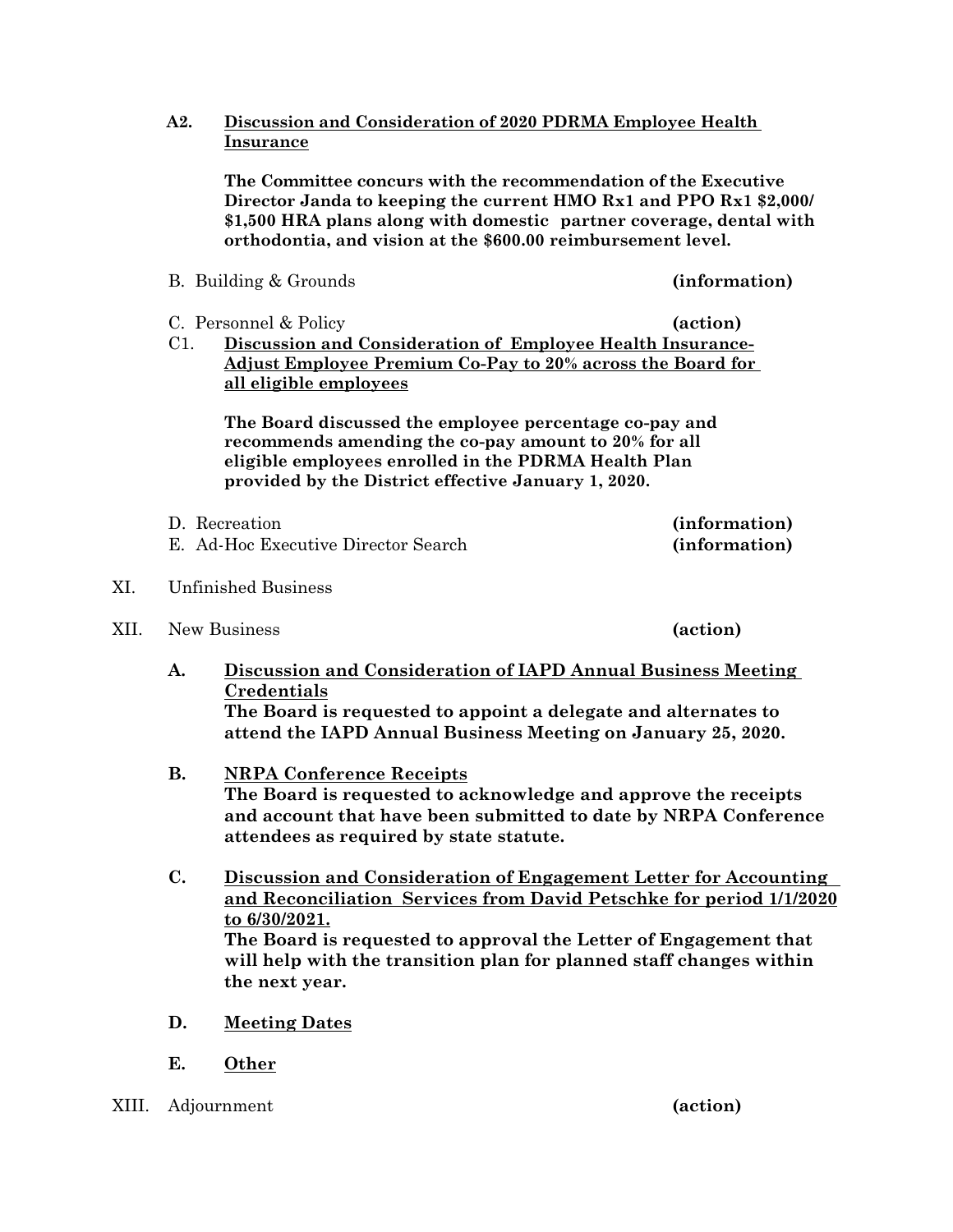**A2. Discussion and Consideration of 2020 PDRMA Employee Health Insurance**

**The Committee concurs with the recommendation of the Executive Director Janda to keeping the current HMO Rx1 and PPO Rx1 $2,000/ $1,500 HRA plans along with domestic partner coverage, dental with orthodontia, and vision at the $600.00 reimbursement level.**

B. Building & Grounds **(information)**

C. Personnel & Policy **(action)**

C1. **Discussion and Consideration of Employee Health Insurance- Adjust Employee Premium Co-Pay to 20% across the Board for all eligible employees**

**The Board discussed the employee percentage co-pay and recommends amending the co-pay amount to 20% for all eligible employees enrolled in the PDRMA Health Plan provided by the District effective January 1, 2020.**

D. Recreation **(information)**

E. Ad-Hoc Executive Director Search **(information)**

XI. Unfinished Business

XII. New Business **(action)**

**A. Discussion and Consideration of IAPD Annual Business Meeting Credentials**
**The Board is requested to appoint a delegate and alternates to attend the IAPD Annual Business Meeting on January 25, 2020.**

**B. NRPA Conference Receipts**
**The Board is requested to acknowledge and approve the receipts and account that have been submitted to date by NRPA Conference attendees as required by state statute.**

**C. Discussion and Consideration of Engagement Letter for Accounting and Reconciliation Services from David Petschke for period 1/1/2020 to 6/30/2021.**
**The Board is requested to approval the Letter of Engagement that will help with the transition plan for planned staff changes within the next year.**

**D. Meeting Dates**

**E. Other**

XIII. Adjournment **(action)**